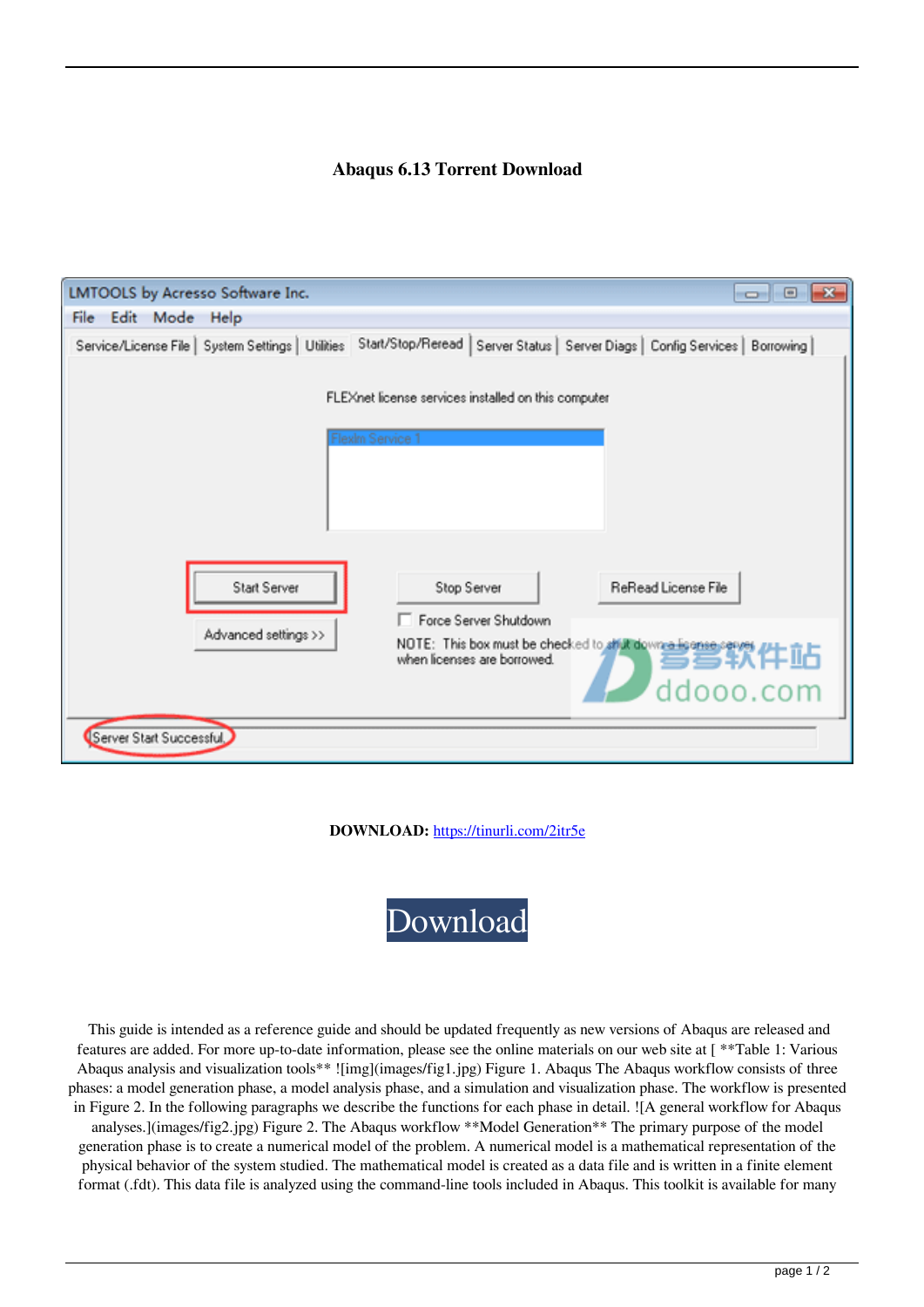**Abaqus 6.13 Torrent Download**

**DOWNLOAD:** https://tinurli.com/2itr5e

Download

This guide is intended as a reference guide and should be updated frequently as new versions of Abaqus are released and features are added. For more up-to-date information, please see the online materials on our web site at [ **Table 1: Various Abaqus analysis and visualization tools** ![img](images/fig1.jpg) Figure 1. Abaqus The Abaqus workflow consists of three phases: a model generation phase, a model analysis phase, and a simulation and visualization phase. The workflow is presented in Figure 2. In the following paragraphs we describe the functions for each phase in detail. ![A general workflow for Abaqus analyses.](images/fig2.jpg) Figure 2. The Abaqus workflow **Model Generation** The primary purpose of the model generation phase is to create a numerical model of the problem. A numerical model is a mathematical representation of the physical behavior of the system studied. The mathematical model is created as a data file and is written in a finite element format (.fdt). This data file is analyzed using the command-line tools included in Abaqus. This toolkit is available for many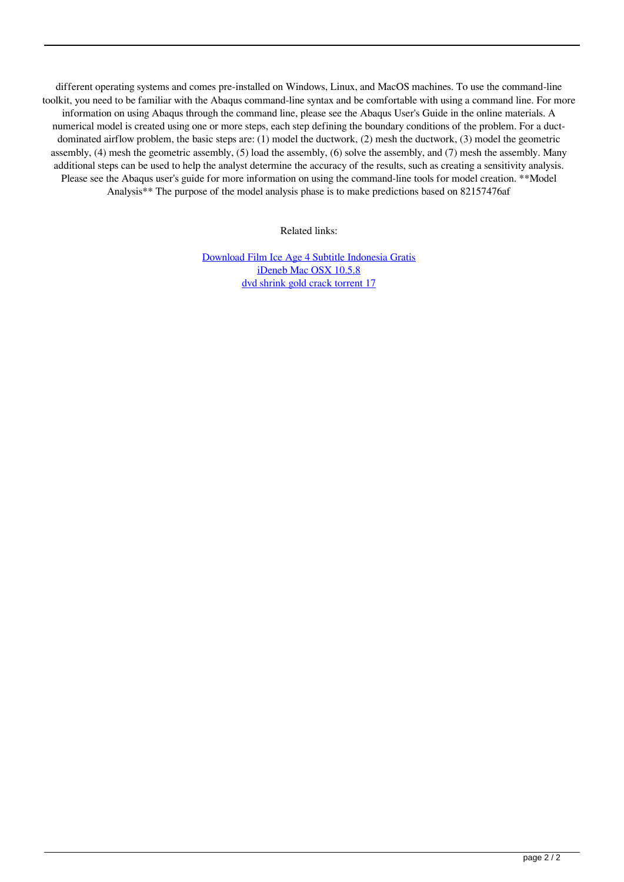different operating systems and comes pre-installed on Windows, Linux, and MacOS machines. To use the command-line toolkit, you need to be familiar with the Abaqus command-line syntax and be comfortable with using a command line. For more information on using Abaqus through the command line, please see the Abaqus User's Guide in the online materials. A numerical model is created using one or more steps, each step defining the boundary conditions of the problem. For a duct-dominated airflow problem, the basic steps are: (1) model the ductwork, (2) mesh the ductwork, (3) model the geometric assembly, (4) mesh the geometric assembly, (5) load the assembly, (6) solve the assembly, and (7) mesh the assembly. Many additional steps can be used to help the analyst determine the accuracy of the results, such as creating a sensitivity analysis. Please see the Abaqus user's guide for more information on using the command-line tools for model creation. **Model Analysis** The purpose of the model analysis phase is to make predictions based on 82157476af

Related links:

Download Film Ice Age 4 Subtitle Indonesia Gratis
iDeneb Mac OSX 10.5.8
dvd shrink gold crack torrent 17